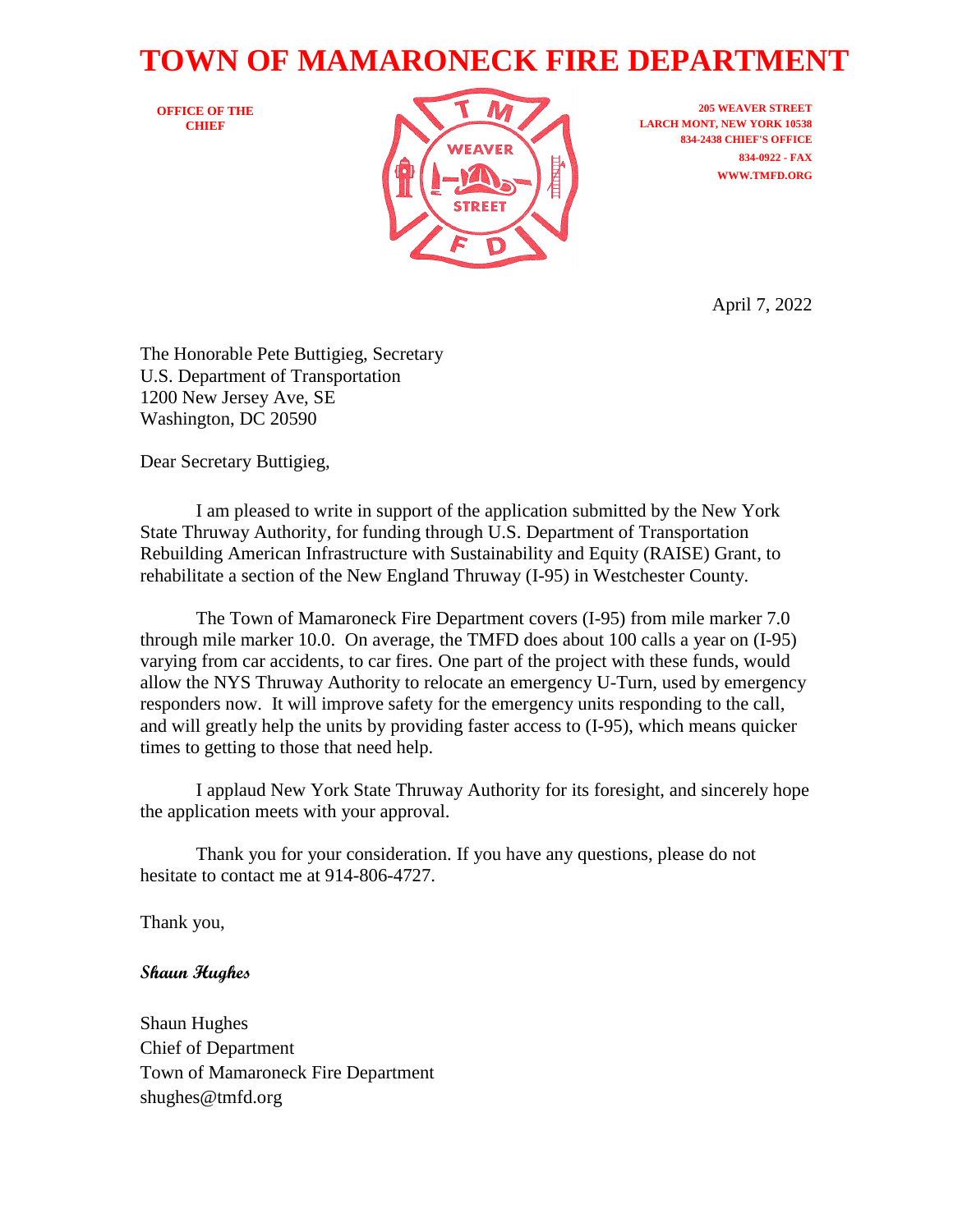# TOWN OF MAMARONECK FIRE DEPARTMENT

**OFFICE OF THE CHIEF**

**205 WEAVER STREET**
**LARCH MONT, NEW YORK 10538**
**834-2438 CHIEF'S OFFICE**
**834-0922 - FAX**
**WWW.TMFD.ORG**

April 7, 2022

The Honorable Pete Buttigieg, Secretary
U.S. Department of Transportation
1200 New Jersey Ave, SE
Washington, DC 20590

Dear Secretary Buttigieg,

I am pleased to write in support of the application submitted by the New York State Thruway Authority, for funding through U.S. Department of Transportation Rebuilding American Infrastructure with Sustainability and Equity (RAISE) Grant, to rehabilitate a section of the New England Thruway (I-95) in Westchester County.

The Town of Mamaroneck Fire Department covers (I-95) from mile marker 7.0 through mile marker 10.0. On average, the TMFD does about 100 calls a year on (I-95) varying from car accidents, to car fires. One part of the project with these funds, would allow the NYS Thruway Authority to relocate an emergency U-Turn, used by emergency responders now. It will improve safety for the emergency units responding to the call, and will greatly help the units by providing faster access to (I-95), which means quicker times to getting to those that need help.

I applaud New York State Thruway Authority for its foresight, and sincerely hope the application meets with your approval.

Thank you for your consideration. If you have any questions, please do not hesitate to contact me at 914-806-4727.

Thank you,

*Shaun Hughes*

Shaun Hughes
Chief of Department
Town of Mamaroneck Fire Department
shughes@tmfd.org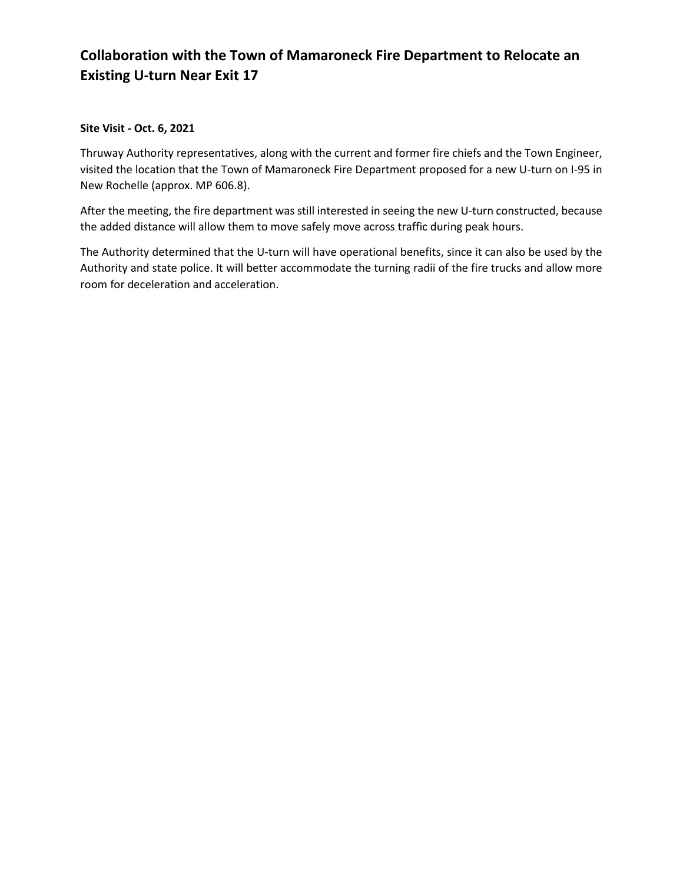## Collaboration with the Town of Mamaroneck Fire Department to Relocate an Existing U-turn Near Exit 17

**Site Visit - Oct. 6, 2021**

Thruway Authority representatives, along with the current and former fire chiefs and the Town Engineer, visited the location that the Town of Mamaroneck Fire Department proposed for a new U-turn on I-95 in New Rochelle (approx. MP 606.8).

After the meeting, the fire department was still interested in seeing the new U-turn constructed, because the added distance will allow them to move safely move across traffic during peak hours.

The Authority determined that the U-turn will have operational benefits, since it can also be used by the Authority and state police. It will better accommodate the turning radii of the fire trucks and allow more room for deceleration and acceleration.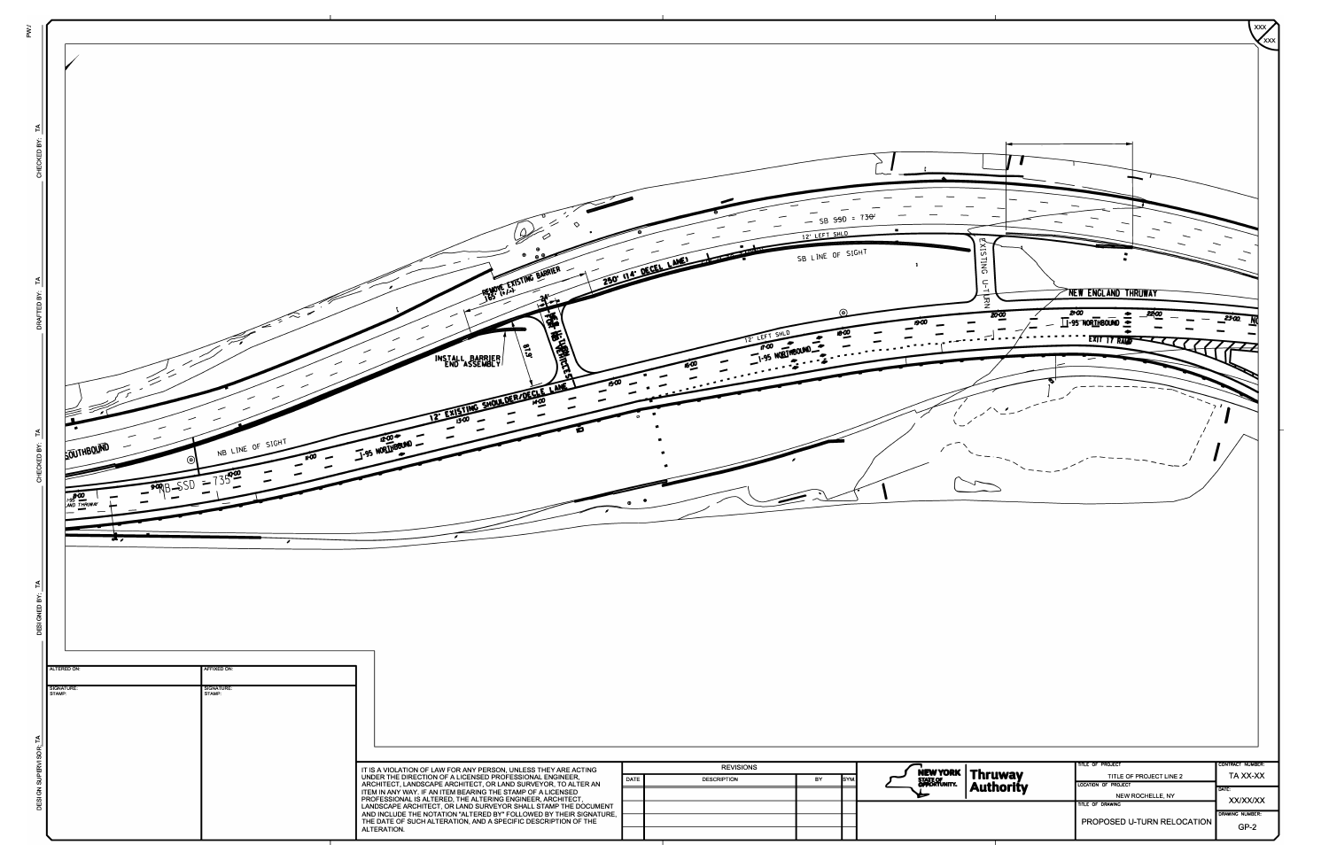SB SSD = 730'

12' LEFT SHLD

SB LINE OF SIGHT

REMOVE EXISTING BARRIER 165' (+/-)

250' (14' DECEL LANE)

24'

NEW U-TURN FOR NB VEHICLES

87.9'

INSTALL BARRIER END ASSEMBLY

EXISTING U-TURN

NEW ENGLAND THRUWAY

I-95 NORTHBOUND

EXIT 17 RAMP

12' LEFT SHLD

I-95 NORTHBOUND

12' EXISTING SHOULDER/DECLE LANE

I-95 NORTHBOUND

NB LINE OF SIGHT

SOUTHBOUND

NB SSD = 735'

I-95 AND THRUWAY

9+00, 10+00, 11+00, 12+00, 13+00, 14+00, 15+00, 16+00, 17+00, 18+00, 19+00, 20+00, 21+00, 22+00, 23+00

DESIGNED BY: TA

CHECKED BY: TA

DRAFTED BY: TA

CHECKED BY: TA

DESIGN SUPERVISOR: TA

| ALTERED ON: | AFFIXED ON: |
|---|---|
| SIGNATURE: STAMP: | SIGNATURE: STAMP: |

IT IS A VIOLATION OF LAW FOR ANY PERSON, UNLESS THEY ARE ACTING UNDER THE DIRECTION OF A LICENSED PROFESSIONAL ENGINEER, ARCHITECT, LANDSCAPE ARCHITECT, OR LAND SURVEYOR, TO ALTER AN ITEM IN ANY WAY. IF AN ITEM BEARING THE STAMP OF A LICENSED PROFESSIONAL IS ALTERED, THE ALTERING ENGINEER, ARCHITECT, LANDSCAPE ARCHITECT, OR LAND SURVEYOR SHALL STAMP THE DOCUMENT AND INCLUDE THE NOTATION "ALTERED BY" FOLLOWED BY THEIR SIGNATURE, THE DATE OF SUCH ALTERATION, AND A SPECIFIC DESCRIPTION OF THE ALTERATION.

| REVISIONS | | | |
|---|---|---|---|
| DATE | DESCRIPTION | BY | SYM |
| | | | |

NEW YORK STATE OF OPPORTUNITY. | Thruway Authority

| | |
|---|---|
| TITLE OF PROJECT: TITLE OF PROJECT LINE 2 | CONTRACT NUMBER: TA XX-XX |
| LOCATION OF PROJECT: NEW ROCHELLE, NY | DATE: XX/XX/XX |
| TITLE OF DRAWING: PROPOSED U-TURN RELOCATION | DRAWING NUMBER: GP-2 |

XXX / XXX